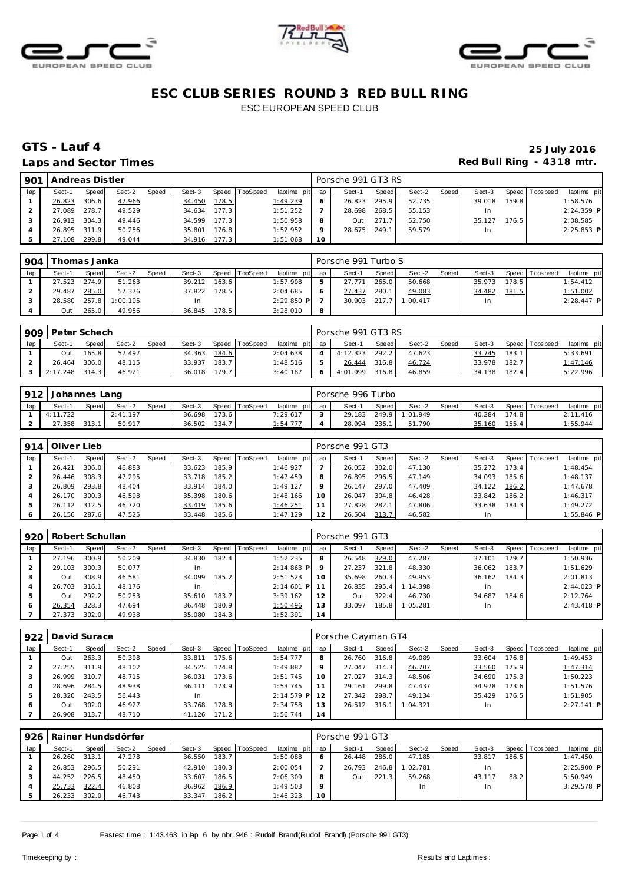# ESC CLUB SERIES ROUND 3 RED BULL RING

ESC EUROPEAN SPEED CLUB

## GTS - Lauf 4

**25 July 2016**

### Laps and Sector Times

**Red Bull Ring - 4318 mtr.**

| 901 | Andreas Distler | | | | | | | | | | Porsche 991 GT3 RS | | | | | | | | |
|---|---|---|---|---|---|---|---|---|---|---|---|---|---|---|---|---|---|---|---|
| lap | Sect-1 | Speed | Sect-2 | Speed | Sect-3 | Speed | TopSpeed | laptime pit | lap | Sect-1 | Speed | Sect-2 | Speed | Sect-3 | Speed | Topspeed | laptime pit |
| 1 | 26.823 | 306.6 | 47.966 | | 34.450 | 178.5 | | 1:49.239 | 6 | 26.823 | 295.9 | 52.735 | | 39.018 | 159.8 | | 1:58.576 |
| 2 | 27.089 | 278.7 | 49.529 | | 34.634 | 177.3 | | 1:51.252 | 7 | 28.698 | 268.5 | 55.153 | | In | | | 2:24.359 P |
| 3 | 26.913 | 304.3 | 49.446 | | 34.599 | 177.3 | | 1:50.958 | 8 | Out | 271.7 | 52.750 | | 35.127 | 176.5 | | 2:08.585 |
| 4 | 26.895 | 311.9 | 50.256 | | 35.801 | 176.8 | | 1:52.952 | 9 | 28.675 | 249.1 | 59.579 | | In | | | 2:25.853 P |
| 5 | 27.108 | 299.8 | 49.044 | | 34.916 | 177.3 | | 1:51.068 | 10 | | | | | | | | |

| 904 | Thomas Janka | | | | | | | | | | Porsche 991 Turbo S | | | | | | | | |
|---|---|---|---|---|---|---|---|---|---|---|---|---|---|---|---|---|---|---|---|
| lap | Sect-1 | Speed | Sect-2 | Speed | Sect-3 | Speed | TopSpeed | laptime pit | lap | Sect-1 | Speed | Sect-2 | Speed | Sect-3 | Speed | Topspeed | laptime pit |
| 1 | 27.523 | 274.9 | 51.263 | | 39.212 | 163.6 | | 1:57.998 | 5 | 27.771 | 265.0 | 50.668 | | 35.973 | 178.5 | | 1:54.412 |
| 2 | 29.487 | 285.0 | 57.376 | | 37.822 | 178.5 | | 2:04.685 | 6 | 27.437 | 280.1 | 49.083 | | 34.482 | 181.5 | | 1:51.002 |
| 3 | 28.580 | 257.8 | 1:00.105 | | In | | | 2:29.850 P | 7 | 30.903 | 217.7 | 1:00.417 | | In | | | 2:28.447 P |
| 4 | Out | 265.0 | 49.956 | | 36.845 | 178.5 | | 3:28.010 | 8 | | | | | | | | |

| 909 | Peter Schech | | | | | | | | | | Porsche 991 GT3 RS | | | | | | | | |
|---|---|---|---|---|---|---|---|---|---|---|---|---|---|---|---|---|---|---|---|
| lap | Sect-1 | Speed | Sect-2 | Speed | Sect-3 | Speed | TopSpeed | laptime pit | lap | Sect-1 | Speed | Sect-2 | Speed | Sect-3 | Speed | Topspeed | laptime pit |
| 1 | Out | 165.8 | 57.497 | | 34.363 | 184.6 | | 2:04.638 | 4 | 4:12.323 | 292.2 | 47.623 | | 33.745 | 183.1 | | 5:33.691 |
| 2 | 26.464 | 306.0 | 48.115 | | 33.937 | 183.7 | | 1:48.516 | 5 | 26.444 | 316.8 | 46.724 | | 33.978 | 182.7 | | 1:47.146 |
| 3 | 2:17.248 | 314.3 | 46.921 | | 36.018 | 179.7 | | 3:40.187 | 6 | 4:01.999 | 316.8 | 46.859 | | 34.138 | 182.4 | | 5:22.996 |

| 912 | Johannes Lang | | | | | | | | | | Porsche 996 Turbo | | | | | | | | |
|---|---|---|---|---|---|---|---|---|---|---|---|---|---|---|---|---|---|---|---|
| lap | Sect-1 | Speed | Sect-2 | Speed | Sect-3 | Speed | TopSpeed | laptime pit | lap | Sect-1 | Speed | Sect-2 | Speed | Sect-3 | Speed | Topspeed | laptime pit |
| 1 | 4:11.722 | | 2:41.197 | | 36.698 | 173.6 | | 7:29.617 | 3 | 29.183 | 249.9 | 1:01.949 | | 40.284 | 174.8 | | 2:11.416 |
| 2 | 27.358 | 313.1 | 50.917 | | 36.502 | 134.7 | | 1:54.777 | 4 | 28.994 | 236.1 | 51.790 | | 35.160 | 155.4 | | 1:55.944 |

| 914 | Oliver Lieb | | | | | | | | | | Porsche 991 GT3 | | | | | | | | |
|---|---|---|---|---|---|---|---|---|---|---|---|---|---|---|---|---|---|---|---|
| lap | Sect-1 | Speed | Sect-2 | Speed | Sect-3 | Speed | TopSpeed | laptime pit | lap | Sect-1 | Speed | Sect-2 | Speed | Sect-3 | Speed | Topspeed | laptime pit |
| 1 | 26.421 | 306.0 | 46.883 | | 33.623 | 185.9 | | 1:46.927 | 7 | 26.052 | 302.0 | 47.130 | | 35.272 | 173.4 | | 1:48.454 |
| 2 | 26.446 | 308.3 | 47.295 | | 33.718 | 185.2 | | 1:47.459 | 8 | 26.895 | 296.5 | 47.149 | | 34.093 | 185.6 | | 1:48.137 |
| 3 | 26.809 | 293.8 | 48.404 | | 33.914 | 184.0 | | 1:49.127 | 9 | 26.147 | 297.0 | 47.409 | | 34.122 | 186.2 | | 1:47.678 |
| 4 | 26.170 | 300.3 | 46.598 | | 35.398 | 180.6 | | 1:48.166 | 10 | 26.047 | 304.8 | 46.428 | | 33.842 | 186.2 | | 1:46.317 |
| 5 | 26.112 | 312.5 | 46.720 | | 33.419 | 185.6 | | 1:46.251 | 11 | 27.828 | 282.1 | 47.806 | | 33.638 | 184.3 | | 1:49.272 |
| 6 | 26.156 | 287.6 | 47.525 | | 33.448 | 185.6 | | 1:47.129 | 12 | 26.504 | 313.7 | 46.582 | | In | | | 1:55.846 P |

| 920 | Robert Schullan | | | | | | | | | | Porsche 991 GT3 | | | | | | | | |
|---|---|---|---|---|---|---|---|---|---|---|---|---|---|---|---|---|---|---|---|
| lap | Sect-1 | Speed | Sect-2 | Speed | Sect-3 | Speed | TopSpeed | laptime pit | lap | Sect-1 | Speed | Sect-2 | Speed | Sect-3 | Speed | Topspeed | laptime pit |
| 1 | 27.196 | 300.9 | 50.209 | | 34.830 | 182.4 | | 1:52.235 | 8 | 26.548 | 329.0 | 47.287 | | 37.101 | 179.7 | | 1:50.936 |
| 2 | 29.103 | 300.3 | 50.077 | | In | | | 2:14.863 P | 9 | 27.237 | 321.8 | 48.330 | | 36.062 | 183.7 | | 1:51.629 |
| 3 | Out | 308.9 | 46.581 | | 34.099 | 185.2 | | 2:51.523 | 10 | 35.698 | 260.3 | 49.953 | | 36.162 | 184.3 | | 2:01.813 |
| 4 | 26.703 | 316.1 | 48.176 | | In | | | 2:14.601 P | 11 | 26.835 | 295.4 | 1:14.398 | | In | | | 2:44.023 P |
| 5 | Out | 292.2 | 50.253 | | 35.610 | 183.7 | | 3:39.162 | 12 | Out | 322.4 | 46.730 | | 34.687 | 184.6 | | 2:12.764 |
| 6 | 26.354 | 328.3 | 47.694 | | 36.448 | 180.9 | | 1:50.496 | 13 | 33.097 | 185.8 | 1:05.281 | | In | | | 2:43.418 P |
| 7 | 27.373 | 302.0 | 49.938 | | 35.080 | 184.3 | | 1:52.391 | 14 | | | | | | | | |

| 922 | David Surace | | | | | | | | | | Porsche Cayman GT4 | | | | | | | | |
|---|---|---|---|---|---|---|---|---|---|---|---|---|---|---|---|---|---|---|---|
| lap | Sect-1 | Speed | Sect-2 | Speed | Sect-3 | Speed | TopSpeed | laptime pit | lap | Sect-1 | Speed | Sect-2 | Speed | Sect-3 | Speed | Topspeed | laptime pit |
| 1 | Out | 263.3 | 50.398 | | 33.811 | 175.6 | | 1:54.777 | 8 | 26.760 | 316.8 | 49.089 | | 33.604 | 176.8 | | 1:49.453 |
| 2 | 27.255 | 311.9 | 48.102 | | 34.525 | 174.8 | | 1:49.882 | 9 | 27.047 | 314.3 | 46.707 | | 33.560 | 175.9 | | 1:47.314 |
| 3 | 26.999 | 310.7 | 48.715 | | 36.031 | 173.6 | | 1:51.745 | 10 | 27.027 | 314.3 | 48.506 | | 34.690 | 175.3 | | 1:50.223 |
| 4 | 28.696 | 284.5 | 48.938 | | 36.111 | 173.9 | | 1:53.745 | 11 | 29.161 | 299.8 | 47.437 | | 34.978 | 173.6 | | 1:51.576 |
| 5 | 28.320 | 243.5 | 56.443 | | In | | | 2:14.579 P | 12 | 27.342 | 298.7 | 49.134 | | 35.429 | 176.5 | | 1:51.905 |
| 6 | Out | 302.0 | 46.927 | | 33.768 | 178.8 | | 2:34.758 | 13 | 26.512 | 316.1 | 1:04.321 | | In | | | 2:27.141 P |
| 7 | 26.908 | 313.7 | 48.710 | | 41.126 | 171.2 | | 1:56.744 | 14 | | | | | | | | |

| 926 | Rainer Hundsdörfer | | | | | | | | | | Porsche 991 GT3 | | | | | | | | |
|---|---|---|---|---|---|---|---|---|---|---|---|---|---|---|---|---|---|---|---|
| lap | Sect-1 | Speed | Sect-2 | Speed | Sect-3 | Speed | TopSpeed | laptime pit | lap | Sect-1 | Speed | Sect-2 | Speed | Sect-3 | Speed | Topspeed | laptime pit |
| 1 | 26.260 | 313.1 | 47.278 | | 36.550 | 183.7 | | 1:50.088 | 6 | 26.448 | 286.0 | 47.185 | | 33.817 | 186.5 | | 1:47.450 |
| 2 | 26.853 | 296.5 | 50.291 | | 42.910 | 180.3 | | 2:00.054 | 7 | 26.793 | 246.8 | 1:02.781 | | In | | | 2:25.900 P |
| 3 | 44.252 | 226.5 | 48.450 | | 33.607 | 186.5 | | 2:06.309 | 8 | Out | 221.3 | 59.268 | | 43.117 | 88.2 | | 5:50.949 |
| 4 | 25.733 | 322.4 | 46.808 | | 36.962 | 186.9 | | 1:49.503 | 9 | | | In | | In | | | 3:29.578 P |
| 5 | 26.233 | 302.0 | 46.743 | | 33.347 | 186.2 | | 1:46.323 | 10 | | | | | | | | |

Fastest time : 1:43.463 in lap 6 by nbr. 946 : Rudolf Brandl(Rudolf Brandl) (Porsche 991 GT3)

Timekeeping by :

Results and Laptimes :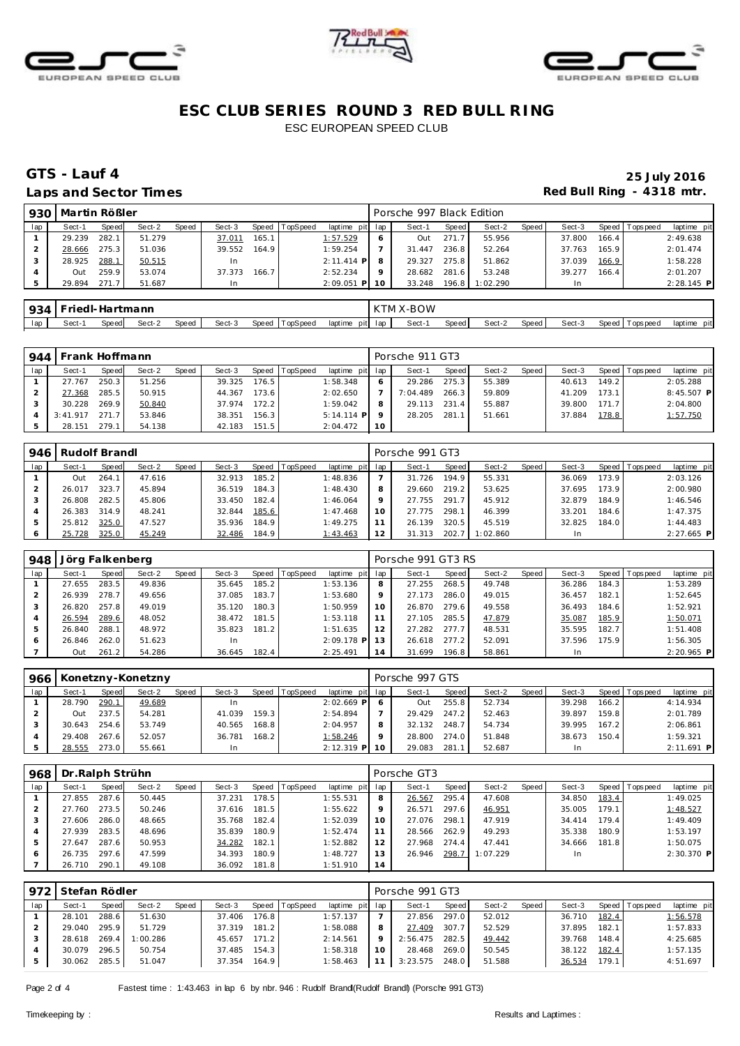# ESC CLUB SERIES ROUND 3 RED BULL RING

ESC EUROPEAN SPEED CLUB

## GTS - Lauf 4

**Laps and Sector Times**

**25 July 2016**

**Red Bull Ring - 4318 mtr.**

| 930 | Martin Rößler | | | | | | | | | Porsche 997 Black Edition | | | | | | | |
|---|---|---|---|---|---|---|---|---|---|---|---|---|---|---|---|---|---|
| lap | Sect-1 | Speed | Sect-2 | Speed | Sect-3 | Speed | TopSpeed | laptime pit | lap | Sect-1 | Speed | Sect-2 | Speed | Sect-3 | Speed | Topspeed | laptime pit |
| 1 | 29.239 | 282.1 | 51.279 | | 37.011 | 165.1 | | 1:57.529 | 6 | Out | 271.7 | 55.956 | | 37.800 | 166.4 | | 2:49.638 |
| 2 | 28.666 | 275.3 | 51.036 | | 39.552 | 164.9 | | 1:59.254 | 7 | 31.447 | 236.8 | 52.264 | | 37.763 | 165.9 | | 2:01.474 |
| 3 | 28.925 | 288.1 | 50.515 | | In | | | 2:11.414 P | 8 | 29.327 | 275.8 | 51.862 | | 37.039 | 166.9 | | 1:58.228 |
| 4 | Out | 259.9 | 53.074 | | 37.373 | 166.7 | | 2:52.234 | 9 | 28.682 | 281.6 | 53.248 | | 39.277 | 166.4 | | 2:01.207 |
| 5 | 29.894 | 271.7 | 51.687 | | In | | | 2:09.051 P | 10 | 33.248 | 196.8 | 1:02.290 | | In | | | 2:28.145 P |

| 934 | Friedl-Hartmann | | | | | | | | | KTM X-BOW | | | | | | | |
|---|---|---|---|---|---|---|---|---|---|---|---|---|---|---|---|---|---|
| lap | Sect-1 | Speed | Sect-2 | Speed | Sect-3 | Speed | TopSpeed | laptime pit | lap | Sect-1 | Speed | Sect-2 | Speed | Sect-3 | Speed | Topspeed | laptime pit |

| 944 | Frank Hoffmann | | | | | | | | | Porsche 911 GT3 | | | | | | | |
|---|---|---|---|---|---|---|---|---|---|---|---|---|---|---|---|---|---|
| lap | Sect-1 | Speed | Sect-2 | Speed | Sect-3 | Speed | TopSpeed | laptime pit | lap | Sect-1 | Speed | Sect-2 | Speed | Sect-3 | Speed | Topspeed | laptime pit |
| 1 | 27.767 | 250.3 | 51.256 | | 39.325 | 176.5 | | 1:58.348 | 6 | 29.286 | 275.3 | 55.389 | | 40.613 | 149.2 | | 2:05.288 |
| 2 | 27.368 | 285.5 | 50.915 | | 44.367 | 173.6 | | 2:02.650 | 7 | 7:04.489 | 266.3 | 59.809 | | 41.209 | 173.1 | | 8:45.507 P |
| 3 | 30.228 | 269.9 | 50.840 | | 37.974 | 172.2 | | 1:59.042 | 8 | 29.113 | 231.4 | 55.887 | | 39.800 | 171.7 | | 2:04.800 |
| 4 | 3:41.917 | 271.7 | 53.846 | | 38.351 | 156.3 | | 5:14.114 P | 9 | 28.205 | 281.1 | 51.661 | | 37.884 | 178.8 | | 1:57.750 |
| 5 | 28.151 | 279.1 | 54.138 | | 42.183 | 151.5 | | 2:04.472 | 10 | | | | | | | | |

| 946 | Rudolf Brandl | | | | | | | | | Porsche 991 GT3 | | | | | | | |
|---|---|---|---|---|---|---|---|---|---|---|---|---|---|---|---|---|---|
| lap | Sect-1 | Speed | Sect-2 | Speed | Sect-3 | Speed | TopSpeed | laptime pit | lap | Sect-1 | Speed | Sect-2 | Speed | Sect-3 | Speed | Topspeed | laptime pit |
| 1 | Out | 264.1 | 47.616 | | 32.913 | 185.2 | | 1:48.836 | 7 | 31.726 | 194.9 | 55.331 | | 36.069 | 173.9 | | 2:03.126 |
| 2 | 26.017 | 323.7 | 45.894 | | 36.519 | 184.3 | | 1:48.430 | 8 | 29.660 | 219.2 | 53.625 | | 37.695 | 173.9 | | 2:00.980 |
| 3 | 26.808 | 282.5 | 45.806 | | 33.450 | 182.4 | | 1:46.064 | 9 | 27.755 | 291.7 | 45.912 | | 32.879 | 184.9 | | 1:46.546 |
| 4 | 26.383 | 314.9 | 48.241 | | 32.844 | 185.6 | | 1:47.468 | 10 | 27.775 | 298.1 | 46.399 | | 33.201 | 184.6 | | 1:47.375 |
| 5 | 25.812 | 325.0 | 47.527 | | 35.936 | 184.9 | | 1:49.275 | 11 | 26.139 | 320.5 | 45.519 | | 32.825 | 184.0 | | 1:44.483 |
| 6 | 25.728 | 325.0 | 45.249 | | 32.486 | 184.9 | | 1:43.463 | 12 | 31.313 | 202.7 | 1:02.860 | | In | | | 2:27.665 P |

| 948 | Jörg Falkenberg | | | | | | | | | Porsche 991 GT3 RS | | | | | | | |
|---|---|---|---|---|---|---|---|---|---|---|---|---|---|---|---|---|---|
| lap | Sect-1 | Speed | Sect-2 | Speed | Sect-3 | Speed | TopSpeed | laptime pit | lap | Sect-1 | Speed | Sect-2 | Speed | Sect-3 | Speed | Topspeed | laptime pit |
| 1 | 27.655 | 283.5 | 49.836 | | 35.645 | 185.2 | | 1:53.136 | 8 | 27.255 | 268.5 | 49.748 | | 36.286 | 184.3 | | 1:53.289 |
| 2 | 26.939 | 278.7 | 49.656 | | 37.085 | 183.7 | | 1:53.680 | 9 | 27.173 | 286.0 | 49.015 | | 36.457 | 182.1 | | 1:52.645 |
| 3 | 26.820 | 257.8 | 49.019 | | 35.120 | 180.3 | | 1:50.959 | 10 | 26.870 | 279.6 | 49.558 | | 36.493 | 184.6 | | 1:52.921 |
| 4 | 26.594 | 289.6 | 48.052 | | 38.472 | 181.5 | | 1:53.118 | 11 | 27.105 | 285.5 | 47.879 | | 35.087 | 185.9 | | 1:50.071 |
| 5 | 26.840 | 288.1 | 48.972 | | 35.823 | 181.2 | | 1:51.635 | 12 | 27.282 | 277.7 | 48.531 | | 35.595 | 182.7 | | 1:51.408 |
| 6 | 26.846 | 262.0 | 51.623 | | In | | | 2:09.178 P | 13 | 26.618 | 277.2 | 52.091 | | 37.596 | 175.9 | | 1:56.305 |
| 7 | Out | 261.2 | 54.286 | | 36.645 | 182.4 | | 2:25.491 | 14 | 31.699 | 196.8 | 58.861 | | In | | | 2:20.965 P |

| 966 | Konetzny-Konetzny | | | | | | | | | Porsche 997 GTS | | | | | | | |
|---|---|---|---|---|---|---|---|---|---|---|---|---|---|---|---|---|---|
| lap | Sect-1 | Speed | Sect-2 | Speed | Sect-3 | Speed | TopSpeed | laptime pit | lap | Sect-1 | Speed | Sect-2 | Speed | Sect-3 | Speed | Topspeed | laptime pit |
| 1 | 28.790 | 290.1 | 49.689 | | In | | | 2:02.669 P | 6 | Out | 255.8 | 52.734 | | 39.298 | 166.2 | | 4:14.934 |
| 2 | Out | 237.5 | 54.281 | | 41.039 | 159.3 | | 2:54.894 | 7 | 29.429 | 247.2 | 52.463 | | 39.897 | 159.8 | | 2:01.789 |
| 3 | 30.643 | 254.6 | 53.749 | | 40.565 | 168.8 | | 2:04.957 | 8 | 32.132 | 248.7 | 54.734 | | 39.995 | 167.2 | | 2:06.861 |
| 4 | 29.408 | 267.6 | 52.057 | | 36.781 | 168.2 | | 1:58.246 | 9 | 28.800 | 274.0 | 51.848 | | 38.673 | 150.4 | | 1:59.321 |
| 5 | 28.555 | 273.0 | 55.661 | | In | | | 2:12.319 P | 10 | 29.083 | 281.1 | 52.687 | | In | | | 2:11.691 P |

| 968 | Dr.Ralph Strühn | | | | | | | | | Porsche GT3 | | | | | | | |
|---|---|---|---|---|---|---|---|---|---|---|---|---|---|---|---|---|---|
| lap | Sect-1 | Speed | Sect-2 | Speed | Sect-3 | Speed | TopSpeed | laptime pit | lap | Sect-1 | Speed | Sect-2 | Speed | Sect-3 | Speed | Topspeed | laptime pit |
| 1 | 27.855 | 287.6 | 50.445 | | 37.231 | 178.5 | | 1:55.531 | 8 | 26.567 | 295.4 | 47.608 | | 34.850 | 183.4 | | 1:49.025 |
| 2 | 27.760 | 273.5 | 50.246 | | 37.616 | 181.5 | | 1:55.622 | 9 | 26.571 | 297.6 | 46.951 | | 35.005 | 179.1 | | 1:48.527 |
| 3 | 27.606 | 286.0 | 48.665 | | 35.768 | 182.4 | | 1:52.039 | 10 | 27.076 | 298.1 | 47.919 | | 34.414 | 179.4 | | 1:49.409 |
| 4 | 27.939 | 283.5 | 48.696 | | 35.839 | 180.9 | | 1:52.474 | 11 | 28.566 | 262.9 | 49.293 | | 35.338 | 180.9 | | 1:53.197 |
| 5 | 27.647 | 287.6 | 50.953 | | 34.282 | 182.1 | | 1:52.882 | 12 | 27.968 | 274.4 | 47.441 | | 34.666 | 181.8 | | 1:50.075 |
| 6 | 26.735 | 297.6 | 47.599 | | 34.393 | 180.9 | | 1:48.727 | 13 | 26.946 | 298.7 | 1:07.229 | | In | | | 2:30.370 P |
| 7 | 26.710 | 290.1 | 49.108 | | 36.092 | 181.8 | | 1:51.910 | 14 | | | | | | | | |

| 972 | Stefan Rödler | | | | | | | | | Porsche 991 GT3 | | | | | | | |
|---|---|---|---|---|---|---|---|---|---|---|---|---|---|---|---|---|---|
| lap | Sect-1 | Speed | Sect-2 | Speed | Sect-3 | Speed | TopSpeed | laptime pit | lap | Sect-1 | Speed | Sect-2 | Speed | Sect-3 | Speed | Topspeed | laptime pit |
| 1 | 28.101 | 288.6 | 51.630 | | 37.406 | 176.8 | | 1:57.137 | 7 | 27.856 | 297.0 | 52.012 | | 36.710 | 182.4 | | 1:56.578 |
| 2 | 29.040 | 295.9 | 51.729 | | 37.319 | 181.2 | | 1:58.088 | 8 | 27.409 | 307.7 | 52.529 | | 37.895 | 182.1 | | 1:57.833 |
| 3 | 28.618 | 269.4 | 1:00.286 | | 45.657 | 171.2 | | 2:14.561 | 9 | 2:56.475 | 282.5 | 49.442 | | 39.768 | 148.4 | | 4:25.685 |
| 4 | 30.079 | 296.5 | 50.754 | | 37.485 | 154.3 | | 1:58.318 | 10 | 28.468 | 269.0 | 50.545 | | 38.122 | 182.4 | | 1:57.135 |
| 5 | 30.062 | 285.5 | 51.047 | | 37.354 | 164.9 | | 1:58.463 | 11 | 3:23.575 | 248.0 | 51.588 | | 36.534 | 179.1 | | 4:51.697 |

Fastest time : 1:43.463 in lap 6 by nbr. 946 : Rudolf Brandl(Rudolf Brandl) (Porsche 991 GT3)

Timekeeping by : Results and Laptimes :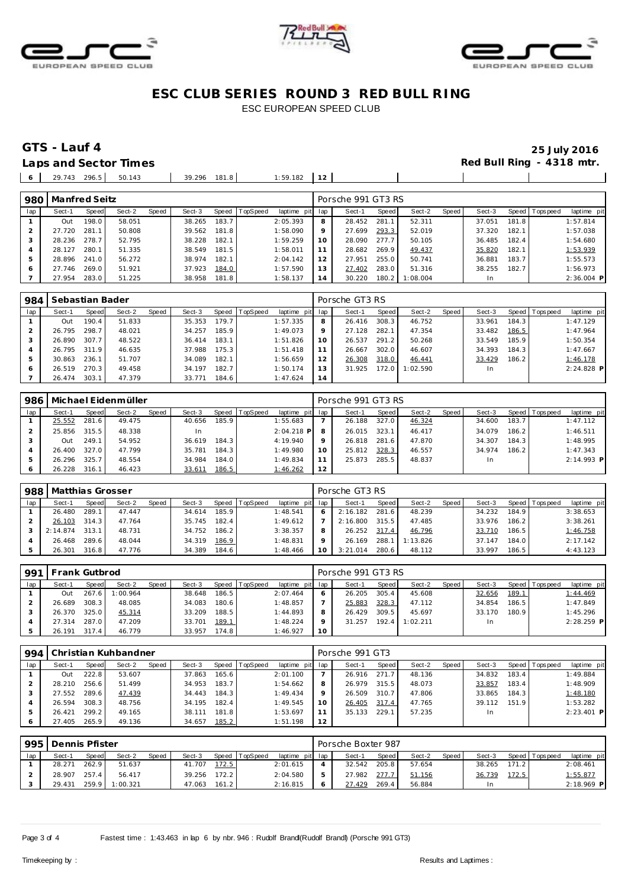# ESC CLUB SERIES ROUND 3 RED BULL RING

ESC EUROPEAN SPEED CLUB

## GTS - Lauf 4

**25 July 2016**

**Laps and Sector Times**

**Red Bull Ring - 4318 mtr.**

| 6 | 29.743 | 296.5 | 50.143 | | 39.296 | 181.8 | | 1:59.182 | 12 | | | | | | | | |
|---|---|---|---|---|---|---|---|---|---|---|---|---|---|---|---|---|---|

| 980 | Manfred Seitz | | | | | | | | Porsche 991 GT3 RS | | | | | | | | |
|---|---|---|---|---|---|---|---|---|---|---|---|---|---|---|---|---|---|
| lap | Sect-1 | Speed | Sect-2 | Speed | Sect-3 | Speed | TopSpeed | laptime pit | lap | Sect-1 | Speed | Sect-2 | Speed | Sect-3 | Speed | Topspeed | laptime pit |
| 1 | Out | 198.0 | 58.051 | | 38.265 | 183.7 | | 2:05.393 | 8 | 28.452 | 281.1 | 52.311 | | 37.051 | 181.8 | | 1:57.814 |
| 2 | 27.720 | 281.1 | 50.808 | | 39.562 | 181.8 | | 1:58.090 | 9 | 27.699 | 293.3 | 52.019 | | 37.320 | 182.1 | | 1:57.038 |
| 3 | 28.236 | 278.7 | 52.795 | | 38.228 | 182.1 | | 1:59.259 | 10 | 28.090 | 277.7 | 50.105 | | 36.485 | 182.4 | | 1:54.680 |
| 4 | 28.127 | 280.1 | 51.335 | | 38.549 | 181.5 | | 1:58.011 | 11 | 28.682 | 269.9 | 49.437 | | 35.820 | 182.1 | | 1:53.939 |
| 5 | 28.896 | 241.0 | 56.272 | | 38.974 | 182.1 | | 2:04.142 | 12 | 27.951 | 255.0 | 50.741 | | 36.881 | 183.7 | | 1:55.573 |
| 6 | 27.746 | 269.0 | 51.921 | | 37.923 | 184.0 | | 1:57.590 | 13 | 27.402 | 283.0 | 51.316 | | 38.255 | 182.7 | | 1:56.973 |
| 7 | 27.954 | 283.0 | 51.225 | | 38.958 | 181.8 | | 1:58.137 | 14 | 30.220 | 180.2 | 1:08.004 | | In | | | 2:36.004 P |

| 984 | Sebastian Bader | | | | | | | | Porsche GT3 RS | | | | | | | | |
|---|---|---|---|---|---|---|---|---|---|---|---|---|---|---|---|---|---|
| lap | Sect-1 | Speed | Sect-2 | Speed | Sect-3 | Speed | TopSpeed | laptime pit | lap | Sect-1 | Speed | Sect-2 | Speed | Sect-3 | Speed | Topspeed | laptime pit |
| 1 | Out | 190.4 | 51.833 | | 35.353 | 179.7 | | 1:57.335 | 8 | 26.416 | 308.3 | 46.752 | | 33.961 | 184.3 | | 1:47.129 |
| 2 | 26.795 | 298.7 | 48.021 | | 34.257 | 185.9 | | 1:49.073 | 9 | 27.128 | 282.1 | 47.354 | | 33.482 | 186.5 | | 1:47.964 |
| 3 | 26.890 | 307.7 | 48.522 | | 36.414 | 183.1 | | 1:51.826 | 10 | 26.537 | 291.2 | 50.268 | | 33.549 | 185.9 | | 1:50.354 |
| 4 | 26.795 | 311.9 | 46.635 | | 37.988 | 175.3 | | 1:51.418 | 11 | 26.667 | 302.0 | 46.607 | | 34.393 | 184.3 | | 1:47.667 |
| 5 | 30.863 | 236.1 | 51.707 | | 34.089 | 182.1 | | 1:56.659 | 12 | 26.308 | 318.0 | 46.441 | | 33.429 | 186.2 | | 1:46.178 |
| 6 | 26.519 | 270.3 | 49.458 | | 34.197 | 182.7 | | 1:50.174 | 13 | 31.925 | 172.0 | 1:02.590 | | In | | | 2:24.828 P |
| 7 | 26.474 | 303.1 | 47.379 | | 33.771 | 184.6 | | 1:47.624 | 14 | | | | | | | | |

| 986 | Michael Eidenmüller | | | | | | | | Porsche 991 GT3 RS | | | | | | | | |
|---|---|---|---|---|---|---|---|---|---|---|---|---|---|---|---|---|---|
| lap | Sect-1 | Speed | Sect-2 | Speed | Sect-3 | Speed | TopSpeed | laptime pit | lap | Sect-1 | Speed | Sect-2 | Speed | Sect-3 | Speed | Topspeed | laptime pit |
| 1 | 25.552 | 281.6 | 49.475 | | 40.656 | 185.9 | | 1:55.683 | 7 | 26.188 | 327.0 | 46.324 | | 34.600 | 183.7 | | 1:47.112 |
| 2 | 25.856 | 315.5 | 48.338 | | In | | | 2:04.218 P | 8 | 26.015 | 323.1 | 46.417 | | 34.079 | 186.2 | | 1:46.511 |
| 3 | Out | 249.1 | 54.952 | | 36.619 | 184.3 | | 4:19.940 | 9 | 26.818 | 281.6 | 47.870 | | 34.307 | 184.3 | | 1:48.995 |
| 4 | 26.400 | 327.0 | 47.799 | | 35.781 | 184.3 | | 1:49.980 | 10 | 25.812 | 328.3 | 46.557 | | 34.974 | 186.2 | | 1:47.343 |
| 5 | 26.296 | 325.7 | 48.554 | | 34.984 | 184.0 | | 1:49.834 | 11 | 25.873 | 285.5 | 48.837 | | In | | | 2:14.993 P |
| 6 | 26.228 | 316.1 | 46.423 | | 33.611 | 186.5 | | 1:46.262 | 12 | | | | | | | | |

| 988 | Matthias Grosser | | | | | | | | Porsche GT3 RS | | | | | | | | |
|---|---|---|---|---|---|---|---|---|---|---|---|---|---|---|---|---|---|
| lap | Sect-1 | Speed | Sect-2 | Speed | Sect-3 | Speed | TopSpeed | laptime pit | lap | Sect-1 | Speed | Sect-2 | Speed | Sect-3 | Speed | Topspeed | laptime pit |
| 1 | 26.480 | 289.1 | 47.447 | | 34.614 | 185.9 | | 1:48.541 | 6 | 2:16.182 | 281.6 | 48.239 | | 34.232 | 184.9 | | 3:38.653 |
| 2 | 26.103 | 314.3 | 47.764 | | 35.745 | 182.4 | | 1:49.612 | 7 | 2:16.800 | 315.5 | 47.485 | | 33.976 | 186.2 | | 3:38.261 |
| 3 | 2:14.874 | 313.1 | 48.731 | | 34.752 | 186.2 | | 3:38.357 | 8 | 26.252 | 317.4 | 46.796 | | 33.710 | 186.5 | | 1:46.758 |
| 4 | 26.468 | 289.6 | 48.044 | | 34.319 | 186.9 | | 1:48.831 | 9 | 26.169 | 288.1 | 1:13.826 | | 37.147 | 184.0 | | 2:17.142 |
| 5 | 26.301 | 316.8 | 47.776 | | 34.389 | 184.6 | | 1:48.466 | 10 | 3:21.014 | 280.6 | 48.112 | | 33.997 | 186.5 | | 4:43.123 |

| 991 | Frank Gutbrod | | | | | | | | Porsche 991 GT3 RS | | | | | | | | |
|---|---|---|---|---|---|---|---|---|---|---|---|---|---|---|---|---|---|
| lap | Sect-1 | Speed | Sect-2 | Speed | Sect-3 | Speed | TopSpeed | laptime pit | lap | Sect-1 | Speed | Sect-2 | Speed | Sect-3 | Speed | Topspeed | laptime pit |
| 1 | Out | 267.6 | 1:00.964 | | 38.648 | 186.5 | | 2:07.464 | 6 | 26.205 | 305.4 | 45.608 | | 32.656 | 189.1 | | 1:44.469 |
| 2 | 26.689 | 308.3 | 48.085 | | 34.083 | 180.6 | | 1:48.857 | 7 | 25.883 | 328.3 | 47.112 | | 34.854 | 186.5 | | 1:47.849 |
| 3 | 26.370 | 325.0 | 45.314 | | 33.209 | 188.5 | | 1:44.893 | 8 | 26.429 | 309.5 | 45.697 | | 33.170 | 180.9 | | 1:45.296 |
| 4 | 27.314 | 287.0 | 47.209 | | 33.701 | 189.1 | | 1:48.224 | 9 | 31.257 | 192.4 | 1:02.211 | | In | | | 2:28.259 P |
| 5 | 26.191 | 317.4 | 46.779 | | 33.957 | 174.8 | | 1:46.927 | 10 | | | | | | | | |

| 994 | Christian Kuhbandner | | | | | | | | Porsche 991 GT3 | | | | | | | | |
|---|---|---|---|---|---|---|---|---|---|---|---|---|---|---|---|---|---|
| lap | Sect-1 | Speed | Sect-2 | Speed | Sect-3 | Speed | TopSpeed | laptime pit | lap | Sect-1 | Speed | Sect-2 | Speed | Sect-3 | Speed | Topspeed | laptime pit |
| 1 | Out | 222.8 | 53.607 | | 37.863 | 165.6 | | 2:01.100 | 7 | 26.916 | 271.7 | 48.136 | | 34.832 | 183.4 | | 1:49.884 |
| 2 | 28.210 | 256.6 | 51.499 | | 34.953 | 183.7 | | 1:54.662 | 8 | 26.979 | 315.5 | 48.073 | | 33.857 | 183.4 | | 1:48.909 |
| 3 | 27.552 | 289.6 | 47.439 | | 34.443 | 184.3 | | 1:49.434 | 9 | 26.509 | 310.7 | 47.806 | | 33.865 | 184.3 | | 1:48.180 |
| 4 | 26.594 | 308.3 | 48.756 | | 34.195 | 182.4 | | 1:49.545 | 10 | 26.405 | 317.4 | 47.765 | | 39.112 | 151.9 | | 1:53.282 |
| 5 | 26.421 | 299.2 | 49.165 | | 38.111 | 181.8 | | 1:53.697 | 11 | 35.133 | 229.1 | 57.235 | | In | | | 2:23.401 P |
| 6 | 27.405 | 265.9 | 49.136 | | 34.657 | 185.2 | | 1:51.198 | 12 | | | | | | | | |

| 995 | Dennis Pfister | | | | | | | | Porsche Boxter 987 | | | | | | | | |
|---|---|---|---|---|---|---|---|---|---|---|---|---|---|---|---|---|---|
| lap | Sect-1 | Speed | Sect-2 | Speed | Sect-3 | Speed | TopSpeed | laptime pit | lap | Sect-1 | Speed | Sect-2 | Speed | Sect-3 | Speed | Topspeed | laptime pit |
| 1 | 28.271 | 262.9 | 51.637 | | 41.707 | 172.5 | | 2:01.615 | 4 | 32.542 | 205.8 | 57.654 | | 38.265 | 171.2 | | 2:08.461 |
| 2 | 28.907 | 257.4 | 56.417 | | 39.256 | 172.2 | | 2:04.580 | 5 | 27.982 | 277.7 | 51.156 | | 36.739 | 172.5 | | 1:55.877 |
| 3 | 29.431 | 259.9 | 1:00.321 | | 47.063 | 161.2 | | 2:16.815 | 6 | 27.429 | 269.4 | 56.884 | | In | | | 2:18.969 P |

Fastest time : 1:43.463 in lap 6 by nbr. 946 : Rudolf Brandl(Rudolf Brandl) (Porsche 991 GT3)

Timekeeping by : Results and Laptimes :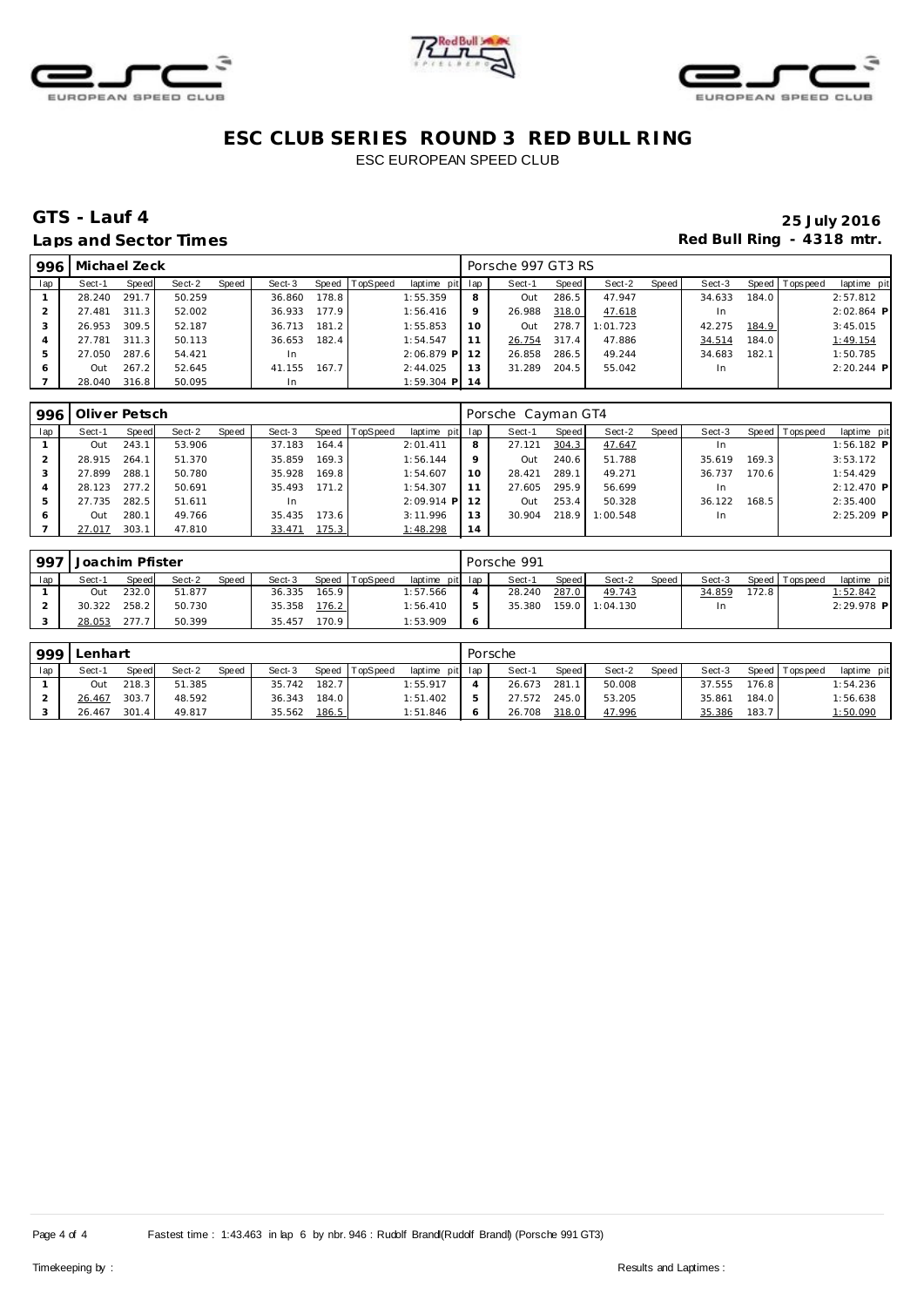# ESC CLUB SERIES ROUND 3 RED BULL RING

ESC EUROPEAN SPEED CLUB

## GTS - Lauf 4

**Laps and Sector Times**

**25 July 2016**

**Red Bull Ring - 4318 mtr.**

| 996 | Michael Zeck | | | | | | | | Porsche 997 GT3 RS | | | | | | | | | |
|---|---|---|---|---|---|---|---|---|---|---|---|---|---|---|---|---|---|---|
| lap | Sect-1 | Speed | Sect-2 | Speed | Sect-3 | Speed | TopSpeed | laptime pit | lap | Sect-1 | Speed | Sect-2 | Speed | Sect-3 | Speed | Topspeed | laptime pit |
| 1 | 28.240 | 291.7 | 50.259 | | 36.860 | 178.8 | | 1:55.359 | 8 | Out | 286.5 | 47.947 | | 34.633 | 184.0 | | 2:57.812 |
| 2 | 27.481 | 311.3 | 52.002 | | 36.933 | 177.9 | | 1:56.416 | 9 | 26.988 | 318.0 | 47.618 | | In | | | 2:02.864 P |
| 3 | 26.953 | 309.5 | 52.187 | | 36.713 | 181.2 | | 1:55.853 | 10 | Out | 278.7 | 1:01.723 | | 42.275 | 184.9 | | 3:45.015 |
| 4 | 27.781 | 311.3 | 50.113 | | 36.653 | 182.4 | | 1:54.547 | 11 | 26.754 | 317.4 | 47.886 | | 34.514 | 184.0 | | 1:49.154 |
| 5 | 27.050 | 287.6 | 54.421 | | In | | | 2:06.879 P | 12 | 26.858 | 286.5 | 49.244 | | 34.683 | 182.1 | | 1:50.785 |
| 6 | Out | 267.2 | 52.645 | | 41.155 | 167.7 | | 2:44.025 | 13 | 31.289 | 204.5 | 55.042 | | In | | | 2:20.244 P |
| 7 | 28.040 | 316.8 | 50.095 | | In | | | 1:59.304 P | 14 | | | | | | | | |

| 996 | Oliver Petsch | | | | | | | | Porsche Cayman GT4 | | | | | | | | | |
|---|---|---|---|---|---|---|---|---|---|---|---|---|---|---|---|---|---|---|
| lap | Sect-1 | Speed | Sect-2 | Speed | Sect-3 | Speed | TopSpeed | laptime pit | lap | Sect-1 | Speed | Sect-2 | Speed | Sect-3 | Speed | Topspeed | laptime pit |
| 1 | Out | 243.1 | 53.906 | | 37.183 | 164.4 | | 2:01.411 | 8 | 27.121 | 304.3 | 47.647 | | In | | | 1:56.182 P |
| 2 | 28.915 | 264.1 | 51.370 | | 35.859 | 169.3 | | 1:56.144 | 9 | Out | 240.6 | 51.788 | | 35.619 | 169.3 | | 3:53.172 |
| 3 | 27.899 | 288.1 | 50.780 | | 35.928 | 169.8 | | 1:54.607 | 10 | 28.421 | 289.1 | 49.271 | | 36.737 | 170.6 | | 1:54.429 |
| 4 | 28.123 | 277.2 | 50.691 | | 35.493 | 171.2 | | 1:54.307 | 11 | 27.605 | 295.9 | 56.699 | | In | | | 2:12.470 P |
| 5 | 27.735 | 282.5 | 51.611 | | In | | | 2:09.914 P | 12 | Out | 253.4 | 50.328 | | 36.122 | 168.5 | | 2:35.400 |
| 6 | Out | 280.1 | 49.766 | | 35.435 | 173.6 | | 3:11.996 | 13 | 30.904 | 218.9 | 1:00.548 | | In | | | 2:25.209 P |
| 7 | 27.017 | 303.1 | 47.810 | | 33.471 | 175.3 | | 1:48.298 | 14 | | | | | | | | |

| 997 | Joachim Pfister | | | | | | | | Porsche 991 | | | | | | | | | |
|---|---|---|---|---|---|---|---|---|---|---|---|---|---|---|---|---|---|---|
| lap | Sect-1 | Speed | Sect-2 | Speed | Sect-3 | Speed | TopSpeed | laptime pit | lap | Sect-1 | Speed | Sect-2 | Speed | Sect-3 | Speed | Topspeed | laptime pit |
| 1 | Out | 232.0 | 51.877 | | 36.335 | 165.9 | | 1:57.566 | 4 | 28.240 | 287.0 | 49.743 | | 34.859 | 172.8 | | 1:52.842 |
| 2 | 30.322 | 258.2 | 50.730 | | 35.358 | 176.2 | | 1:56.410 | 5 | 35.380 | 159.0 | 1:04.130 | | In | | | 2:29.978 P |
| 3 | 28.053 | 277.7 | 50.399 | | 35.457 | 170.9 | | 1:53.909 | 6 | | | | | | | | |

| 999 | Lenhart | | | | | | | | Porsche | | | | | | | | | |
|---|---|---|---|---|---|---|---|---|---|---|---|---|---|---|---|---|---|---|
| lap | Sect-1 | Speed | Sect-2 | Speed | Sect-3 | Speed | TopSpeed | laptime pit | lap | Sect-1 | Speed | Sect-2 | Speed | Sect-3 | Speed | Topspeed | laptime pit |
| 1 | Out | 218.3 | 51.385 | | 35.742 | 182.7 | | 1:55.917 | 4 | 26.673 | 281.1 | 50.008 | | 37.555 | 176.8 | | 1:54.236 |
| 2 | 26.467 | 303.7 | 48.592 | | 36.343 | 184.0 | | 1:51.402 | 5 | 27.572 | 245.0 | 53.205 | | 35.861 | 184.0 | | 1:56.638 |
| 3 | 26.467 | 301.4 | 49.817 | | 35.562 | 186.5 | | 1:51.846 | 6 | 26.708 | 318.0 | 47.996 | | 35.386 | 183.7 | | 1:50.090 |

Fastest time : 1:43.463 in lap 6 by nbr. 946 : Rudolf Brandl(Rudolf Brandl) (Porsche 991 GT3)

Timekeeping by :

Results and Laptimes :